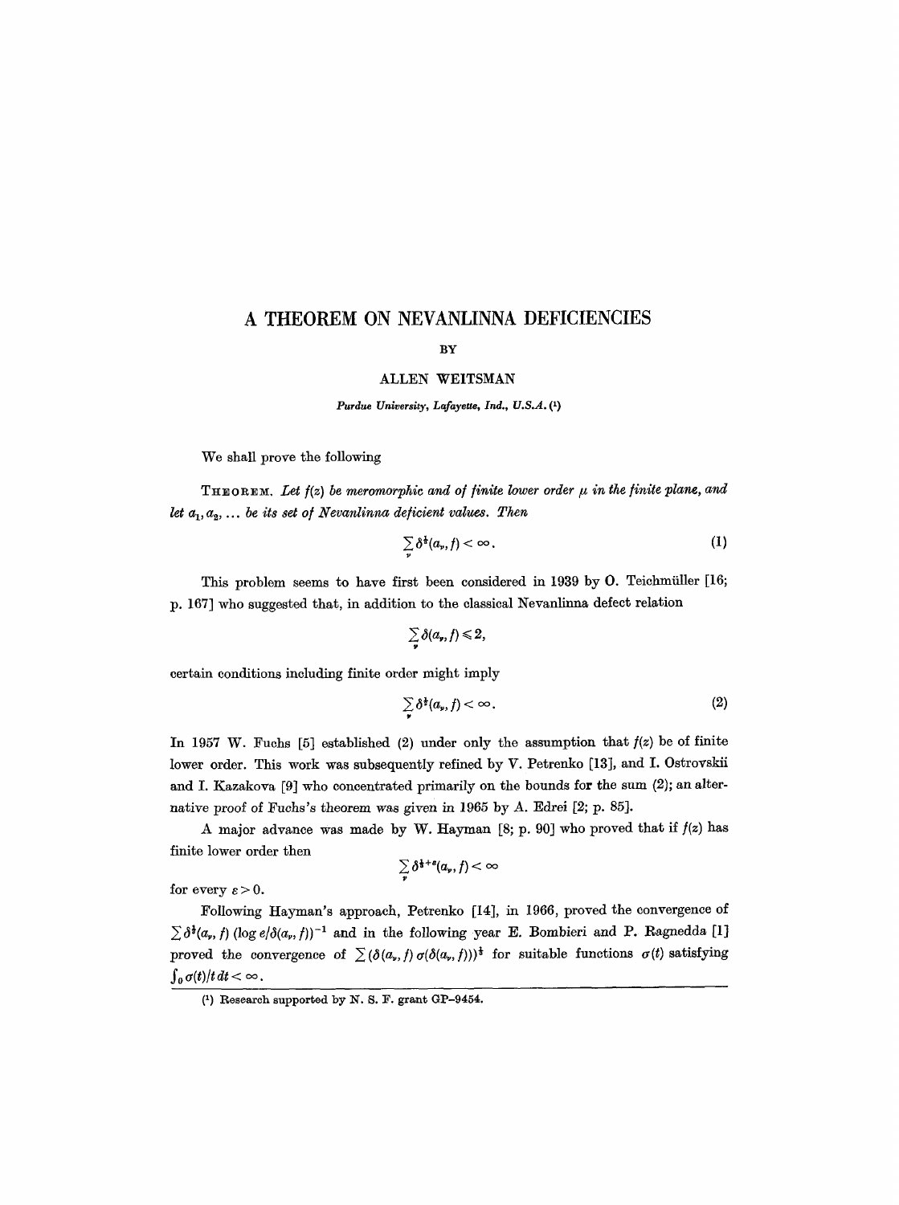# A THEOREM ON NEVANLINNA DEFICIENCIES

BY

ALLEN WEITSMAN

*Purdue University, Lafayette, Ind., U.S.A.* [1]

We shall prove the following

THEOREM. *Let $f(z)$ be meromorphic and of finite lower order $\mu$ in the finite plane, and let $a_1, a_2, \ldots$ be its set of Nevanlinna deficient values. Then*

$$\sum_{\nu} \delta^{\frac{1}{3}}(a_\nu, f) < \infty. \tag{1}$$

This problem seems to have first been considered in 1939 by O. Teichmüller [16; p. 167] who suggested that, in addition to the classical Nevanlinna defect relation

$$\sum_{\nu} \delta(a_\nu, f) \leqslant 2,$$

certain conditions including finite order might imply

$$\sum_{\nu} \delta^{\frac{1}{2}}(a_\nu, f) < \infty. \tag{2}$$

In 1957 W. Fuchs [5] established (2) under only the assumption that $f(z)$ be of finite lower order. This work was subsequently refined by V. Petrenko [13], and I. Ostrovskii and I. Kazakova [9] who concentrated primarily on the bounds for the sum (2); an alternative proof of Fuchs's theorem was given in 1965 by A. Edrei [2; p. 85].

A major advance was made by W. Hayman [8; p. 90] who proved that if $f(z)$ has finite lower order then

$$\sum_{\nu} \delta^{\frac{1}{3}+\varepsilon}(a_\nu, f) < \infty$$

for every $\varepsilon > 0$.

Following Hayman's approach, Petrenko [14], in 1966, proved the convergence of $\sum \delta^{\frac{1}{3}}(a_\nu, f) (\log e/\delta(a_\nu, f))^{-1}$ and in the following year E. Bombieri and P. Ragnedda [1] proved the convergence of $\sum (\delta(a_\nu, f)\, \sigma(\delta(a_\nu, f)))^{\frac{1}{3}}$ for suitable functions $\sigma(t)$ satisfying $\int_0 \sigma(t)/t\, dt < \infty$.

---

[1] Research supported by N. S. F. grant GP-9454.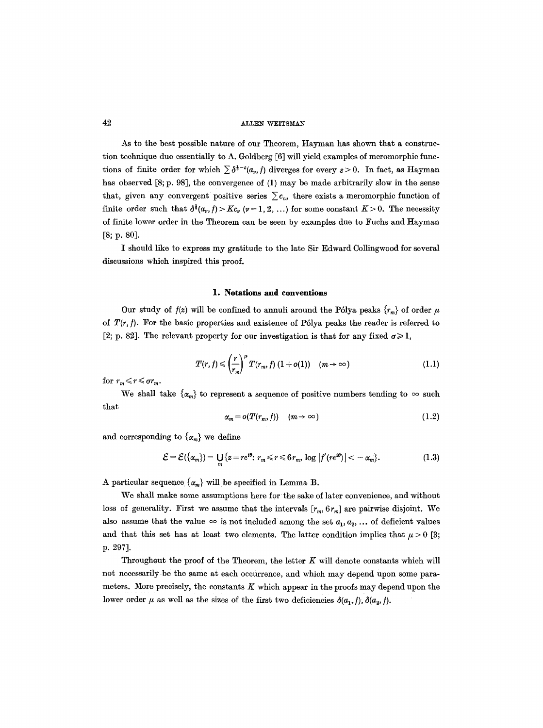As to the best possible nature of our Theorem, Hayman has shown that a construction technique due essentially to A. Goldberg [6] will yield examples of meromorphic functions of finite order for which $\sum \delta^{\frac{1}{3}-\varepsilon}(a_\nu, f)$ diverges for every $\varepsilon > 0$. In fact, as Hayman has observed [8; p. 98], the convergence of (1) may be made arbitrarily slow in the sense that, given any convergent positive series $\sum c_n$, there exists a meromorphic function of finite order such that $\delta^{\frac{1}{3}}(a_\nu, f) > K c_\nu$ $(\nu = 1, 2, \ldots)$ for some constant $K > 0$. The necessity of finite lower order in the Theorem can be seen by examples due to Fuchs and Hayman [8; p. 80].

I should like to express my gratitude to the late Sir Edward Collingwood for several discussions which inspired this proof.

## 1. Notations and conventions

Our study of $f(z)$ will be confined to annuli around the Pólya peaks $\{r_m\}$ of order $\mu$ of $T(r, f)$. For the basic properties and existence of Pólya peaks the reader is referred to [2; p. 82]. The relevant property for our investigation is that for any fixed $\sigma \geq 1$,

$$T(r, f) \leq \left(\frac{r}{r_m}\right)^{\mu} T(r_m, f)\,(1 + o(1)) \quad (m \to \infty) \tag{1.1}$$

for $r_m \leq r \leq \sigma r_m$.

We shall take $\{\alpha_m\}$ to represent a sequence of positive numbers tending to $\infty$ such that

$$\alpha_m = o(T(r_m, f)) \quad (m \to \infty) \tag{1.2}$$

and corresponding to $\{\alpha_m\}$ we define

$$\mathcal{E} = \mathcal{E}(\{\alpha_m\}) = \bigcup_m \{z = re^{i\theta} : r_m \leq r \leq 6r_m,\ \log |f'(re^{i\theta})| < -\alpha_m\}. \tag{1.3}$$

A particular sequence $\{\alpha_m\}$ will be specified in Lemma B.

We shall make some assumptions here for the sake of later convenience, and without loss of generality. First we assume that the intervals $[r_m, 6r_m]$ are pairwise disjoint. We also assume that the value $\infty$ is not included among the set $a_1, a_2, \ldots$ of deficient values and that this set has at least two elements. The latter condition implies that $\mu > 0$ [3; p. 297].

Throughout the proof of the Theorem, the letter $K$ will denote constants which will not necessarily be the same at each occurrence, and which may depend upon some parameters. More precisely, the constants $K$ which appear in the proofs may depend upon the lower order $\mu$ as well as the sizes of the first two deficiencies $\delta(a_1, f)$, $\delta(a_2, f)$.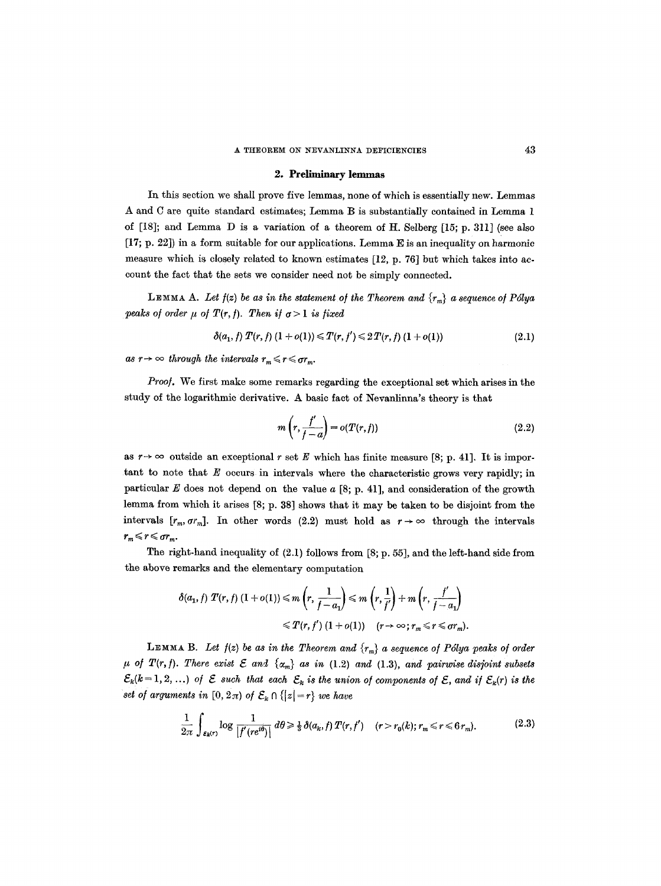## 2. Preliminary lemmas

In this section we shall prove five lemmas, none of which is essentially new. Lemmas A and C are quite standard estimates; Lemma B is substantially contained in Lemma 1 of [18]; and Lemma D is a variation of a theorem of H. Selberg [15; p. 311] (see also [17; p. 22]) in a form suitable for our applications. Lemma E is an inequality on harmonic measure which is closely related to known estimates [12, p. 76] but which takes into account the fact that the sets we consider need not be simply connected.

**Lemma A.** *Let $f(z)$ be as in the statement of the Theorem and $\{r_m\}$ a sequence of Pólya peaks of order $\mu$ of $T(r, f)$. Then if $\sigma > 1$ is fixed*

$$\delta(a_1, f)\, T(r, f)\, (1 + o(1)) \leqslant T(r, f') \leqslant 2T(r, f)\,(1 + o(1)) \tag{2.1}$$

*as $r \to \infty$ through the intervals $r_m \leqslant r \leqslant \sigma r_m$.*

*Proof.* We first make some remarks regarding the exceptional set which arises in the study of the logarithmic derivative. A basic fact of Nevanlinna's theory is that

$$m\left(r, \frac{f'}{f-a}\right) = o(T(r, f)) \tag{2.2}$$

as $r \to \infty$ outside an exceptional $r$ set $E$ which has finite measure [8; p. 41]. It is important to note that $E$ occurs in intervals where the characteristic grows very rapidly; in particular $E$ does not depend on the value $a$ [8; p. 41], and consideration of the growth lemma from which it arises [8; p. 38] shows that it may be taken to be disjoint from the intervals $[r_m, \sigma r_m]$. In other words (2.2) must hold as $r \to \infty$ through the intervals $r_m \leqslant r \leqslant \sigma r_m$.

The right-hand inequality of (2.1) follows from [8; p. 55], and the left-hand side from the above remarks and the elementary computation

$$\begin{aligned}\delta(a_1, f)\, T(r, f)\,(1 + o(1)) &\leqslant m\left(r, \frac{1}{f - a_1}\right) \leqslant m\left(r, \frac{1}{f'}\right) + m\left(r, \frac{f'}{f - a_1}\right)\\ &\leqslant T(r, f')\,(1 + o(1)) \quad (r \to \infty;\, r_m \leqslant r \leqslant \sigma r_m).\end{aligned}$$

**Lemma B.** *Let $f(z)$ be as in the Theorem and $\{r_m\}$ a sequence of Pólya peaks of order $\mu$ of $T(r, f)$. There exist $\mathcal{E}$ and $\{\alpha_m\}$ as in (1.2) and (1.3), and pairwise disjoint subsets $\mathcal{E}_k (k = 1, 2, \ldots)$ of $\mathcal{E}$ such that each $\mathcal{E}_k$ is the union of components of $\mathcal{E}$, and if $\mathcal{E}_k(r)$ is the set of arguments in $[0, 2\pi)$ of $\mathcal{E}_k \cap \{|z| = r\}$ we have*

$$\frac{1}{2\pi}\int_{\mathcal{E}_k(r)} \log \frac{1}{|f'(re^{i\theta})|}\, d\theta \geqslant \tfrac{1}{3}\,\delta(a_k, f)\, T(r, f') \quad (r > r_0(k);\, r_m \leqslant r \leqslant 6r_m). \tag{2.3}$$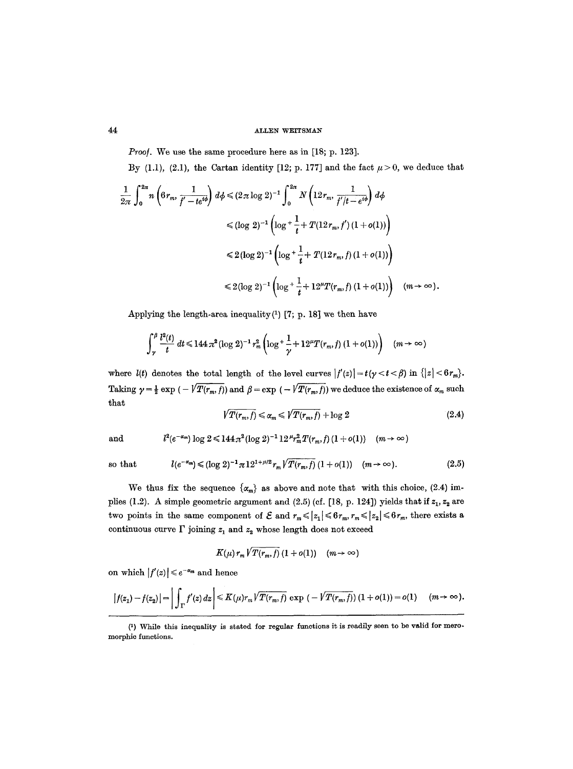*Proof.* We use the same procedure here as in [18; p. 123].

By (1.1), (2.1), the Cartan identity [12; p. 177] and the fact $\mu > 0$, we deduce that

$$\frac{1}{2\pi}\int_0^{2\pi} n\left(6r_m, \frac{1}{f' - te^{i\phi}}\right) d\phi \leqslant (2\pi \log 2)^{-1} \int_0^{2\pi} N\left(12r_m, \frac{1}{f'/t - e^{i\phi}}\right) d\phi$$

$$\leqslant (\log 2)^{-1}\left(\log^+ \frac{1}{t} + T(12r_m, f')(1+o(1))\right)$$

$$\leqslant 2(\log 2)^{-1}\left(\log^+ \frac{1}{t} + T(12r_m, f)(1+o(1))\right)$$

$$\leqslant 2(\log 2)^{-1}\left(\log^+ \frac{1}{t} + 12^{\mu} T(r_m, f)(1+o(1))\right) \quad (m \to \infty).$$

Applying the length-area inequality[1] [7; p. 18] we then have

$$\int_\gamma^\beta \frac{l^2(t)}{t}\, dt \leqslant 144\pi^2 (\log 2)^{-1} r_m^2 \left(\log^+ \frac{1}{\gamma} + 12^{\mu} T(r_m, f)(1+o(1))\right) \quad (m \to \infty)$$

where $l(t)$ denotes the total length of the level curves $|f'(z)| = t\,(\gamma < t < \beta)$ in $\{|z| < 6r_m\}$. Taking $\gamma = \frac{1}{2}\exp(-\sqrt{T(r_m, f)})$ and $\beta = \exp(-\sqrt{T(r_m, f)})$ we deduce the existence of $\alpha_m$ such that

$$\sqrt{T(r_m, f)} \leqslant \alpha_m \leqslant \sqrt{T(r_m, f)} + \log 2 \tag{2.4}$$

and

$$l^2(e^{-\alpha_m}) \log 2 \leqslant 144\pi^2 (\log 2)^{-1} 12^{\mu} r_m^2 T(r_m, f)(1+o(1)) \quad (m \to \infty)$$

so that

$$l(e^{-\alpha_m}) \leqslant (\log 2)^{-1} \pi\, 12^{1+\mu/2} r_m \sqrt{T(r_m, f)}\,(1+o(1)) \quad (m \to \infty). \tag{2.5}$$

We thus fix the sequence $\{\alpha_m\}$ as above and note that with this choice, (2.4) implies (1.2). A simple geometric argument and (2.5) (cf. [18, p. 124]) yields that if $z_1, z_2$ are two points in the same component of $\mathcal{E}$ and $r_m \leqslant |z_1| \leqslant 6r_m$, $r_m \leqslant |z_2| \leqslant 6r_m$, there exists a continuous curve $\Gamma$ joining $z_1$ and $z_2$ whose length does not exceed

$$K(\mu)\, r_m \sqrt{T(r_m, f)}\,(1+o(1)) \quad (m \to \infty)$$

on which $|f'(z)| \leqslant e^{-\alpha_m}$ and hence

$$|f(z_1) - f(z_2)| = \left|\int_\Gamma f'(z)\, dz\right| \leqslant K(\mu) r_m \sqrt{T(r_m, f)} \exp(-\sqrt{T(r_m, f)})(1+o(1)) = o(1) \quad (m \to \infty).$$

---

[1] While this inequality is stated for regular functions it is readily seen to be valid for meromorphic functions.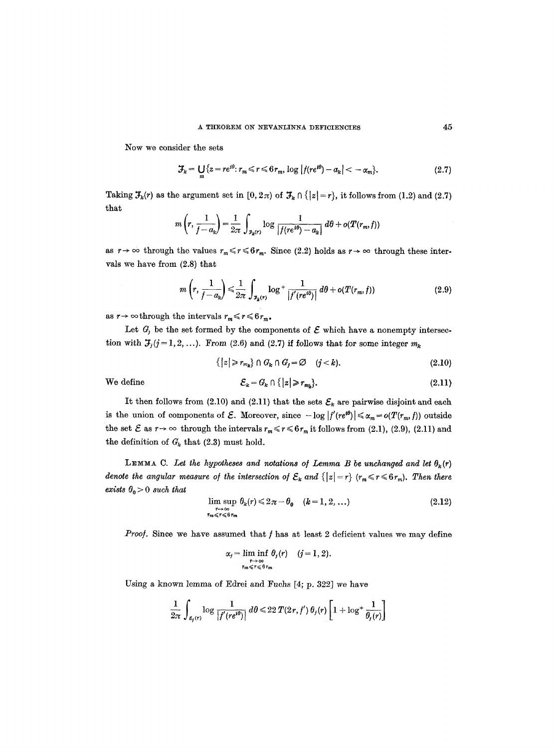Now we consider the sets

$$\mathfrak{J}_k = \bigcup_m \{z = re^{i\theta} : r_m \leqslant r \leqslant 6r_m, \log |f(re^{i\theta}) - a_k| < -\alpha_m\}. \tag{2.7}$$

Taking $\mathfrak{J}_k(r)$ as the argument set in $[0, 2\pi)$ of $\mathfrak{J}_k \cap \{|z| = r\}$, it follows from (1.2) and (2.7) that

$$m\left(r, \frac{1}{f - a_k}\right) = \frac{1}{2\pi} \int_{\mathfrak{J}_k(r)} \log \frac{1}{|f(re^{i\theta}) - a_k|} \, d\theta + o(T(r_m, f))$$

as $r \to \infty$ through the values $r_m \leqslant r \leqslant 6r_m$. Since (2.2) holds as $r \to \infty$ through these intervals we have from (2.8) that

$$m\left(r, \frac{1}{f - a_k}\right) \leqslant \frac{1}{2\pi} \int_{\mathfrak{J}_k(r)} \log^+ \frac{1}{|f'(re^{i\theta})|} \, d\theta + o(T(r_m, f)) \tag{2.9}$$

as $r \to \infty$ through the intervals $r_m \leqslant r \leqslant 6r_m$.

Let $G_j$ be the set formed by the components of $\mathcal{E}$ which have a nonempty intersection with $\mathfrak{J}_j$ $(j = 1, 2, \ldots)$. From (2.6) and (2.7) if follows that for some integer $m_k$

$$\{|z| \geqslant r_{m_k}\} \cap G_k \cap G_j = \varnothing \quad (j < k). \tag{2.10}$$

We define

$$\mathcal{E}_k = G_k \cap \{|z| \geqslant r_{m_k}\}. \tag{2.11}$$

It then follows from (2.10) and (2.11) that the sets $\mathcal{E}_k$ are pairwise disjoint and each is the union of components of $\mathcal{E}$. Moreover, since $-\log |f'(re^{i\theta})| \leqslant \alpha_m = o(T(r_m, f))$ outside the set $\mathcal{E}$ as $r \to \infty$ through the intervals $r_m \leqslant r \leqslant 6r_m$ it follows from (2.1), (2.9), (2.11) and the definition of $G_k$ that (2.3) must hold.

LEMMA C. *Let the hypotheses and notations of Lemma B be unchanged and let $\theta_k(r)$ denote the angular measure of the intersection of $\mathcal{E}_k$ and $\{|z| = r\}$ $(r_m \leqslant r \leqslant 6r_m)$. Then there exists $\theta_0 > 0$ such that*

$$\limsup_{\substack{r \to \infty \\ r_m \leqslant r \leqslant 6r_m}} \theta_k(r) \leqslant 2\pi - \theta_0 \quad (k = 1, 2, \ldots) \tag{2.12}$$

*Proof.* Since we have assumed that $f$ has at least 2 deficient values we may define

$$\alpha_j = \liminf_{\substack{r \to \infty \\ r_m \leqslant r \leqslant 6r_m}} \theta_j(r) \quad (j = 1, 2).$$

Using a known lemma of Edrei and Fuchs [4; p. 322] we have

$$\frac{1}{2\pi} \int_{\mathcal{E}_j(r)} \log \frac{1}{|f'(re^{i\theta})|} \, d\theta \leqslant 22\, T(2r, f')\, \theta_j(r) \left[1 + \log^+ \frac{1}{\theta_j(r)}\right]$$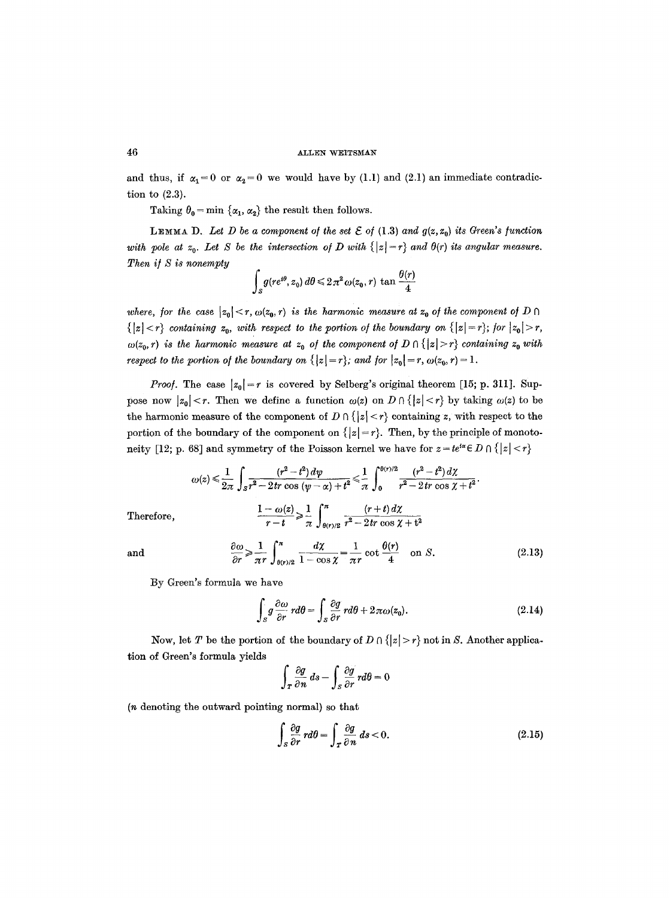and thus, if $\alpha_1 = 0$ or $\alpha_2 = 0$ we would have by (1.1) and (2.1) an immediate contradiction to (2.3).

Taking $\theta_0 = \min \{\alpha_1, \alpha_2\}$ the result then follows.

LEMMA D. *Let $D$ be a component of the set $\mathcal{E}$ of (1.3) and $g(z, z_0)$ its Green's function with pole at $z_0$. Let $S$ be the intersection of $D$ with $\{|z| = r\}$ and $\theta(r)$ its angular measure. Then if $S$ is nonempty*

$$\int_S g(re^{i\theta}, z_0)\, d\theta \leq 2\pi^2 \omega(z_0, r) \tan \frac{\theta(r)}{4}$$

*where, for the case $|z_0| < r$, $\omega(z_0, r)$ is the harmonic measure at $z_0$ of the component of $D \cap \{|z| < r\}$ containing $z_0$, with respect to the portion of the boundary on $\{|z| = r\}$; for $|z_0| > r$, $\omega(z_0, r)$ is the harmonic measure at $z_0$ of the component of $D \cap \{|z| > r\}$ containing $z_0$ with respect to the portion of the boundary on $\{|z| = r\}$; and for $|z_0| = r$, $\omega(z_0, r) = 1$.*

*Proof.* The case $|z_0| = r$ is covered by Selberg's original theorem [15; p. 311]. Suppose now $|z_0| < r$. Then we define a function $\omega(z)$ on $D \cap \{|z| < r\}$ by taking $\omega(z)$ to be the harmonic measure of the component of $D \cap \{|z| < r\}$ containing $z$, with respect to the portion of the boundary of the component on $\{|z| = r\}$. Then, by the principle of monotoneity [12; p. 68] and symmetry of the Poisson kernel we have for $z = te^{i\alpha} \in D \cap \{|z| < r\}$

$$\omega(z) \leq \frac{1}{2\pi} \int_S \frac{(r^2 - t^2)\, d\psi}{r^2 - 2tr \cos(\psi - \alpha) + t^2} \leq \frac{1}{\pi} \int_0^{\theta(r)/2} \frac{(r^2 - t^2)\, d\chi}{r^2 - 2tr \cos \chi + t^2}.$$

Therefore,

$$\frac{1 - \omega(z)}{r - t} \geq \frac{1}{\pi} \int_{\theta(r)/2}^{\pi} \frac{(r + t)\, d\chi}{r^2 - 2tr \cos \chi + t^2}$$

and

$$\frac{\partial \omega}{\partial r} \geq \frac{1}{\pi r} \int_{\theta(r)/2}^{\pi} \frac{d\chi}{1 - \cos \chi} = \frac{1}{\pi r} \cot \frac{\theta(r)}{4} \quad \text{on } S. \tag{2.13}$$

By Green's formula we have

$$\int_S g \frac{\partial \omega}{\partial r} r\, d\theta = \int_S \frac{\partial g}{\partial r} r\, d\theta + 2\pi \omega(z_0). \tag{2.14}$$

Now, let $T$ be the portion of the boundary of $D \cap \{|z| > r\}$ not in $S$. Another application of Green's formula yields

$$\int_T \frac{\partial g}{\partial n} ds - \int_S \frac{\partial g}{\partial r} r\, d\theta = 0$$

($n$ denoting the outward pointing normal) so that

$$\int_S \frac{\partial g}{\partial r} r\, d\theta = \int_T \frac{\partial g}{\partial n} ds < 0. \tag{2.15}$$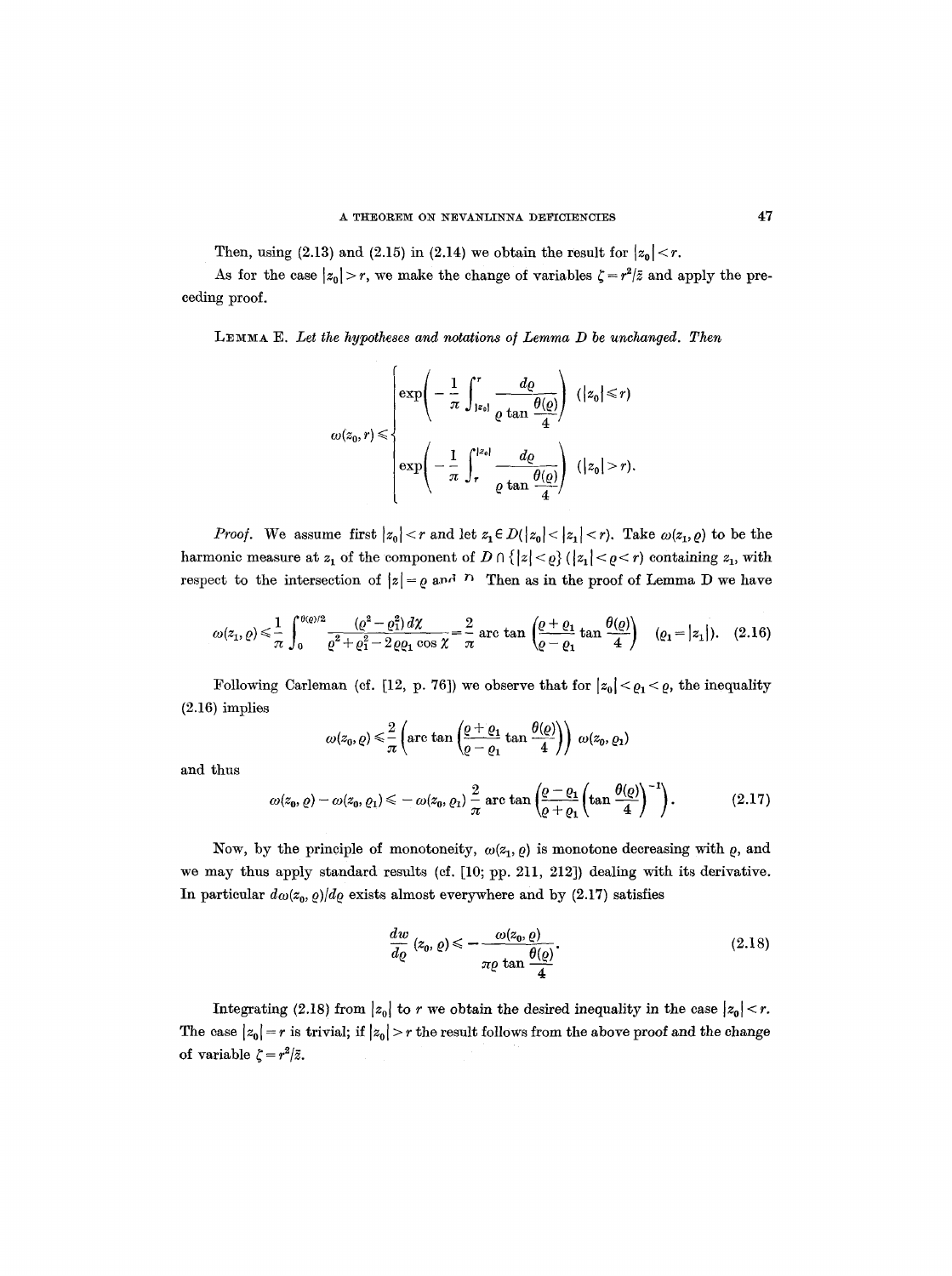Then, using (2.13) and (2.15) in (2.14) we obtain the result for $|z_0| < r$.

As for the case $|z_0| > r$, we make the change of variables $\zeta = r^2/\bar{z}$ and apply the preceding proof.

LEMMA E. *Let the hypotheses and notations of Lemma D be unchanged. Then*

$$\omega(z_0, r) \leqslant \begin{cases} \exp\left( -\dfrac{1}{\pi} \displaystyle\int_{|z_0|}^{r} \dfrac{d\varrho}{\varrho \tan \dfrac{\theta(\varrho)}{4}} \right) & (|z_0| \leqslant r) \\[2ex] \exp\left( -\dfrac{1}{\pi} \displaystyle\int_{r}^{|z_0|} \dfrac{d\varrho}{\varrho \tan \dfrac{\theta(\varrho)}{4}} \right) & (|z_0| > r). \end{cases}$$

*Proof.* We assume first $|z_0| < r$ and let $z_1 \in D(|z_0| < |z_1| < r)$. Take $\omega(z_1, \varrho)$ to be the harmonic measure at $z_1$ of the component of $D \cap \{|z| < \varrho\}$ $(|z_1| < \varrho < r)$ containing $z_1$, with respect to the intersection of $|z| = \varrho$ and $D$. Then as in the proof of Lemma D we have

$$\omega(z_1, \varrho) \leqslant \frac{1}{\pi} \int_0^{\theta(\varrho)/2} \frac{(\varrho^2 - \varrho_1^2)\, d\chi}{\varrho^2 + \varrho_1^2 - 2\varrho\varrho_1 \cos \chi} = \frac{2}{\pi} \arctan \left( \frac{\varrho + \varrho_1}{\varrho - \varrho_1} \tan \frac{\theta(\varrho)}{4} \right) \quad (\varrho_1 = |z_1|). \tag{2.16}$$

Following Carleman (cf. [12, p. 76]) we observe that for $|z_0| < \varrho_1 < \varrho$, the inequality (2.16) implies

$$\omega(z_0, \varrho) \leqslant \frac{2}{\pi} \left( \arctan \left( \frac{\varrho + \varrho_1}{\varrho - \varrho_1} \tan \frac{\theta(\varrho)}{4} \right) \right) \omega(z_0, \varrho_1)$$

and thus

$$\omega(z_0, \varrho) - \omega(z_0, \varrho_1) \leqslant -\omega(z_0, \varrho_1) \frac{2}{\pi} \arctan \left( \frac{\varrho - \varrho_1}{\varrho + \varrho_1} \left( \tan \frac{\theta(\varrho)}{4} \right)^{-1} \right). \tag{2.17}$$

Now, by the principle of monotoneity, $\omega(z_1, \varrho)$ is monotone decreasing with $\varrho$, and we may thus apply standard results (cf. [10; pp. 211, 212]) dealing with its derivative. In particular $d\omega(z_0, \varrho)/d\varrho$ exists almost everywhere and by (2.17) satisfies

$$\frac{dw}{d\varrho}(z_0, \varrho) \leqslant -\frac{\omega(z_0, \varrho)}{\pi\varrho \tan \dfrac{\theta(\varrho)}{4}}. \tag{2.18}$$

Integrating (2.18) from $|z_0|$ to $r$ we obtain the desired inequality in the case $|z_0| < r$. The case $|z_0| = r$ is trivial; if $|z_0| > r$ the result follows from the above proof and the change of variable $\zeta = r^2/\bar{z}$.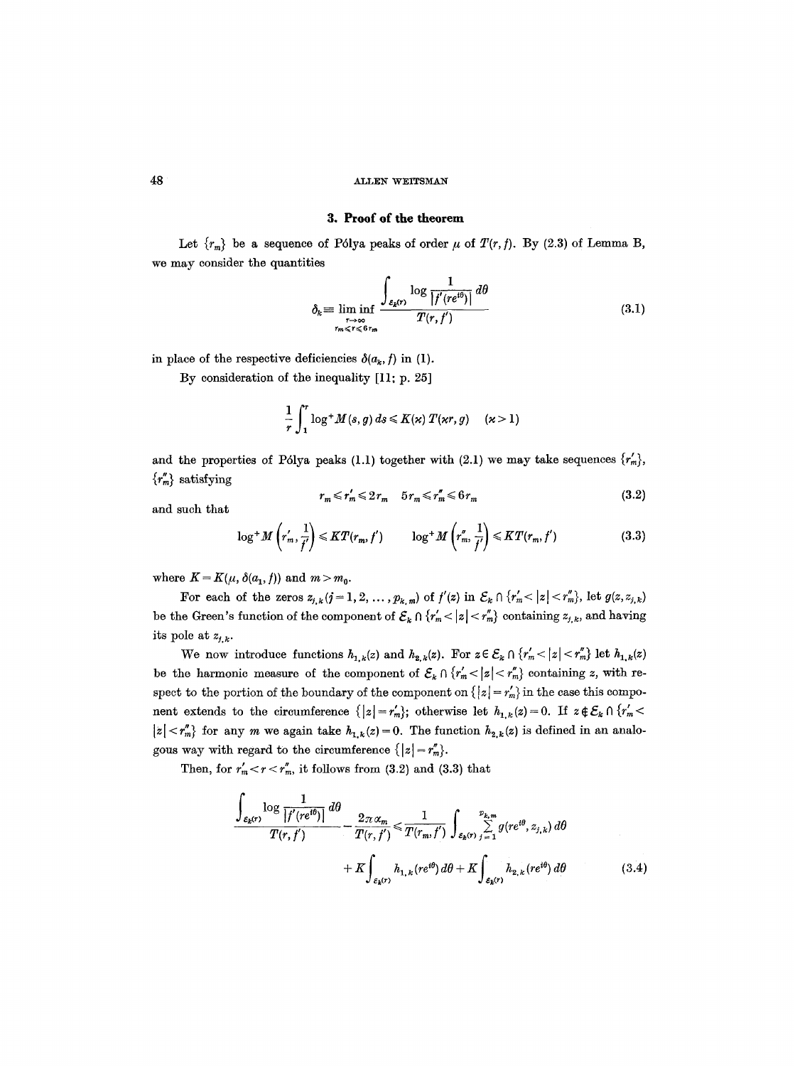## 3. Proof of the theorem

Let $\{r_m\}$ be a sequence of Pólya peaks of order $\mu$ of $T(r, f)$. By (2.3) of Lemma B, we may consider the quantities

$$\delta_k \equiv \liminf_{\substack{r \to \infty \\ r_m \leqslant r \leqslant 6r_m}} \frac{\int_{\mathcal{E}_k(r)} \log \frac{1}{|f'(re^{i\theta})|} \, d\theta}{T(r, f')} \tag{3.1}$$

in place of the respective deficiencies $\delta(a_k, f)$ in (1).

By consideration of the inequality [11; p. 25]

$$\frac{1}{r} \int_1^r \log^+ M(s, g) \, ds \leqslant K(\varkappa) \, T(\varkappa r, g) \quad (\varkappa > 1)$$

and the properties of Pólya peaks (1.1) together with (2.1) we may take sequences $\{r'_m\}$, $\{r''_m\}$ satisfying

$$r_m \leqslant r'_m \leqslant 2r_m \quad 5r_m \leqslant r''_m \leqslant 6r_m \tag{3.2}$$

and such that

$$\log^+ M\left(r'_m, \frac{1}{f'}\right) \leqslant KT(r_m, f') \qquad \log^+ M\left(r''_m, \frac{1}{f'}\right) \leqslant KT(r_m, f') \tag{3.3}$$

where $K = K(\mu, \delta(a_1, f))$ and $m > m_0$.

For each of the zeros $z_{j,k}$ $(j = 1, 2, \ldots, p_{k,m})$ of $f'(z)$ in $\mathcal{E}_k \cap \{r'_m < |z| < r''_m\}$, let $g(z, z_{j,k})$ be the Green's function of the component of $\mathcal{E}_k \cap \{r'_m < |z| < r''_m\}$ containing $z_{j,k}$, and having its pole at $z_{j,k}$.

We now introduce functions $h_{1,k}(z)$ and $h_{2,k}(z)$. For $z \in \mathcal{E}_k \cap \{r'_m < |z| < r''_m\}$ let $h_{1,k}(z)$ be the harmonic measure of the component of $\mathcal{E}_k \cap \{r'_m < |z| < r''_m\}$ containing $z$, with respect to the portion of the boundary of the component on $\{|z| = r'_m\}$ in the case this component extends to the circumference $\{|z| = r'_m\}$; otherwise let $h_{1,k}(z) = 0$. If $z \notin \mathcal{E}_k \cap \{r'_m < |z| < r''_m\}$ for any $m$ we again take $h_{1,k}(z) = 0$. The function $h_{2,k}(z)$ is defined in an analogous way with regard to the circumference $\{|z| = r''_m\}$.

Then, for $r'_m < r < r''_m$, it follows from (3.2) and (3.3) that

$$\frac{\int_{\mathcal{E}_k(r)} \log \frac{1}{|f'(re^{i\theta})|} \, d\theta}{T(r, f')} - \frac{2\pi\alpha_m}{T(r, f')} \leqslant \frac{1}{T(r_m, f')} \int_{\mathcal{E}_k(r)} \sum_{j=1}^{p_{k,m}} g(re^{i\theta}, z_{j,k}) \, d\theta + K \int_{\mathcal{E}_k(r)} h_{1,k}(re^{i\theta}) \, d\theta + K \int_{\mathcal{E}_k(r)} h_{2,k}(re^{i\theta}) \, d\theta \tag{3.4}$$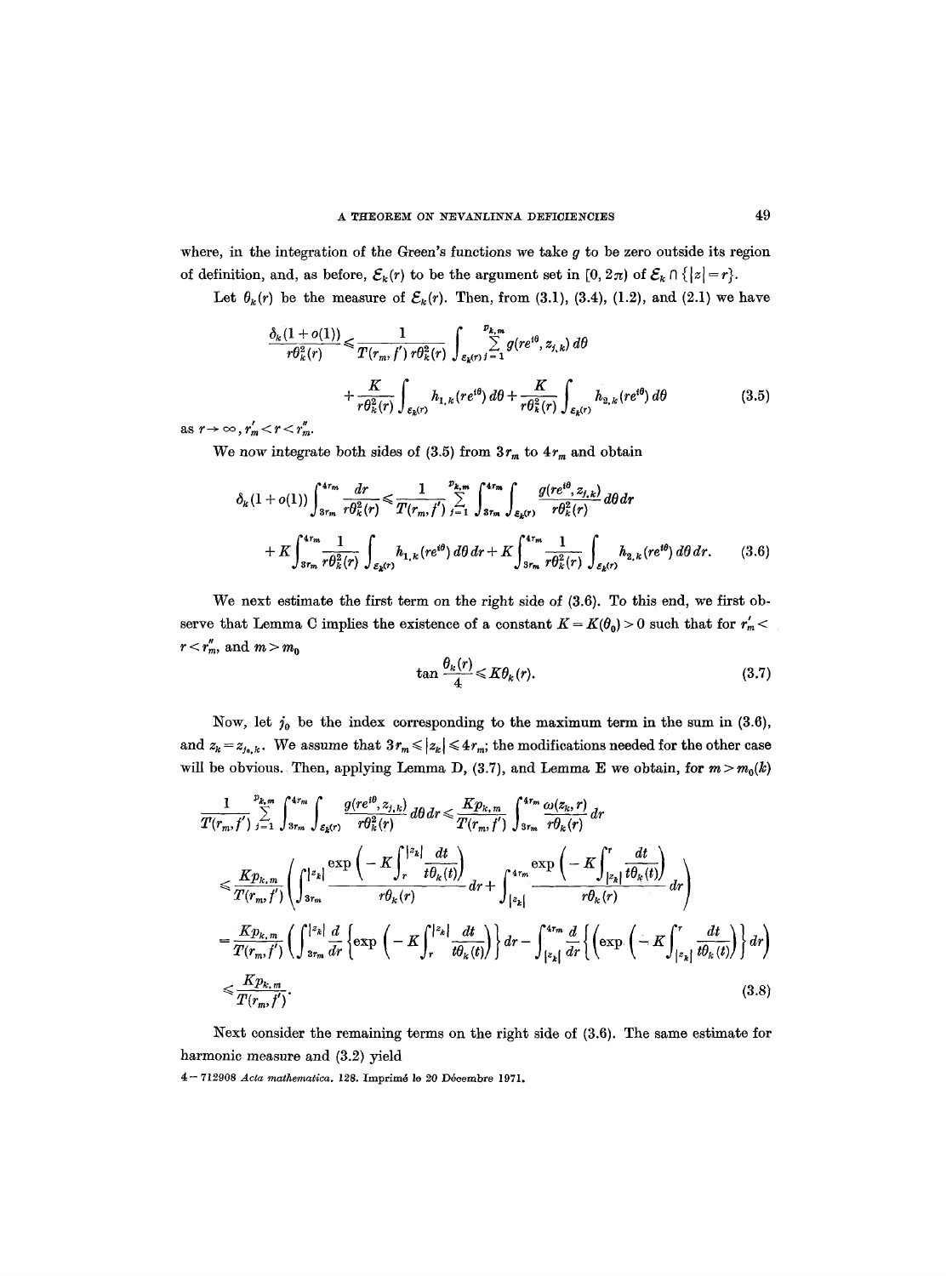where, in the integration of the Green's functions we take $g$ to be zero outside its region of definition, and, as before, $\mathcal{E}_k(r)$ to be the argument set in $[0, 2\pi)$ of $\mathcal{E}_k \cap \{|z|=r\}$.

Let $\theta_k(r)$ be the measure of $\mathcal{E}_k(r)$. Then, from (3.1), (3.4), (1.2), and (2.1) we have

$$\frac{\delta_k(1+o(1))}{r\theta_k^2(r)} \leqslant \frac{1}{T(r_m, f')\, r\theta_k^2(r)} \int_{\mathcal{E}_k(r)} \sum_{j=1}^{p_{k,m}} g(re^{i\theta}, z_{j,k})\, d\theta + \frac{K}{r\theta_k^2(r)} \int_{\mathcal{E}_k(r)} h_{1,k}(re^{i\theta})\, d\theta + \frac{K}{r\theta_k^2(r)} \int_{\mathcal{E}_k(r)} h_{2,k}(re^{i\theta})\, d\theta \tag{3.5}$$

as $r \to \infty$, $r'_m < r < r''_m$.

We now integrate both sides of (3.5) from $3r_m$ to $4r_m$ and obtain

$$\delta_k(1+o(1)) \int_{3r_m}^{4r_m} \frac{dr}{r\theta_k^2(r)} \leqslant \frac{1}{T(r_m, f')} \sum_{j=1}^{p_{k,m}} \int_{3r_m}^{4r_m} \int_{\mathcal{E}_k(r)} \frac{g(re^{i\theta}, z_{j,k})}{r\theta_k^2(r)}\, d\theta\, dr + K \int_{3r_m}^{4r_m} \frac{1}{r\theta_k^2(r)} \int_{\mathcal{E}_k(r)} h_{1,k}(re^{i\theta})\, d\theta\, dr + K \int_{3r_m}^{4r_m} \frac{1}{r\theta_k^2(r)} \int_{\mathcal{E}_k(r)} h_{2,k}(re^{i\theta})\, d\theta\, dr. \tag{3.6}$$

We next estimate the first term on the right side of (3.6). To this end, we first observe that Lemma C implies the existence of a constant $K = K(\theta_0) > 0$ such that for $r'_m < r < r''_m$, and $m > m_0$

$$\tan \frac{\theta_k(r)}{4} \leqslant K\theta_k(r). \tag{3.7}$$

Now, let $j_0$ be the index corresponding to the maximum term in the sum in (3.6), and $z_k = z_{j_0,k}$. We assume that $3r_m \leqslant |z_k| \leqslant 4r_m$; the modifications needed for the other case will be obvious. Then, applying Lemma D, (3.7), and Lemma E we obtain, for $m > m_0(k)$

$$\begin{aligned}
\frac{1}{T(r_m, f')} \sum_{j=1}^{p_{k,m}} \int_{3r_m}^{4r_m} \int_{\mathcal{E}_k(r)} \frac{g(re^{i\theta}, z_{j,k})}{r\theta_k^2(r)}\, d\theta\, dr &\leqslant \frac{Kp_{k,m}}{T(r_m, f')} \int_{3r_m}^{4r_m} \frac{\omega(z_k, r)}{r\theta_k(r)}\, dr \\
&\leqslant \frac{Kp_{k,m}}{T(r_m, f')} \left( \int_{3r_m}^{|z_k|} \frac{\exp\left(-K\int_r^{|z_k|} \frac{dt}{t\theta_k(t)}\right)}{r\theta_k(r)}\, dr + \int_{|z_k|}^{4r_m} \frac{\exp\left(-K\int_{|z_k|}^r \frac{dt}{t\theta_k(t)}\right)}{r\theta_k(r)}\, dr \right) \\
&= \frac{Kp_{k,m}}{T(r_m, f')} \left( \int_{3r_m}^{|z_k|} \frac{d}{dr}\left\{\exp\left(-K\int_r^{|z_k|} \frac{dt}{t\theta_k(t)}\right)\right\} dr - \int_{|z_k|}^{4r_m} \frac{d}{dr}\left\{\left(\exp\left(-K\int_{|z_k|}^r \frac{dt}{t\theta_k(t)}\right)\right\} dr\right) \\
&\leqslant \frac{Kp_{k,m}}{T(r_m, f')}.
\end{aligned} \tag{3.8}$$

Next consider the remaining terms on the right side of (3.6). The same estimate for harmonic measure and (3.2) yield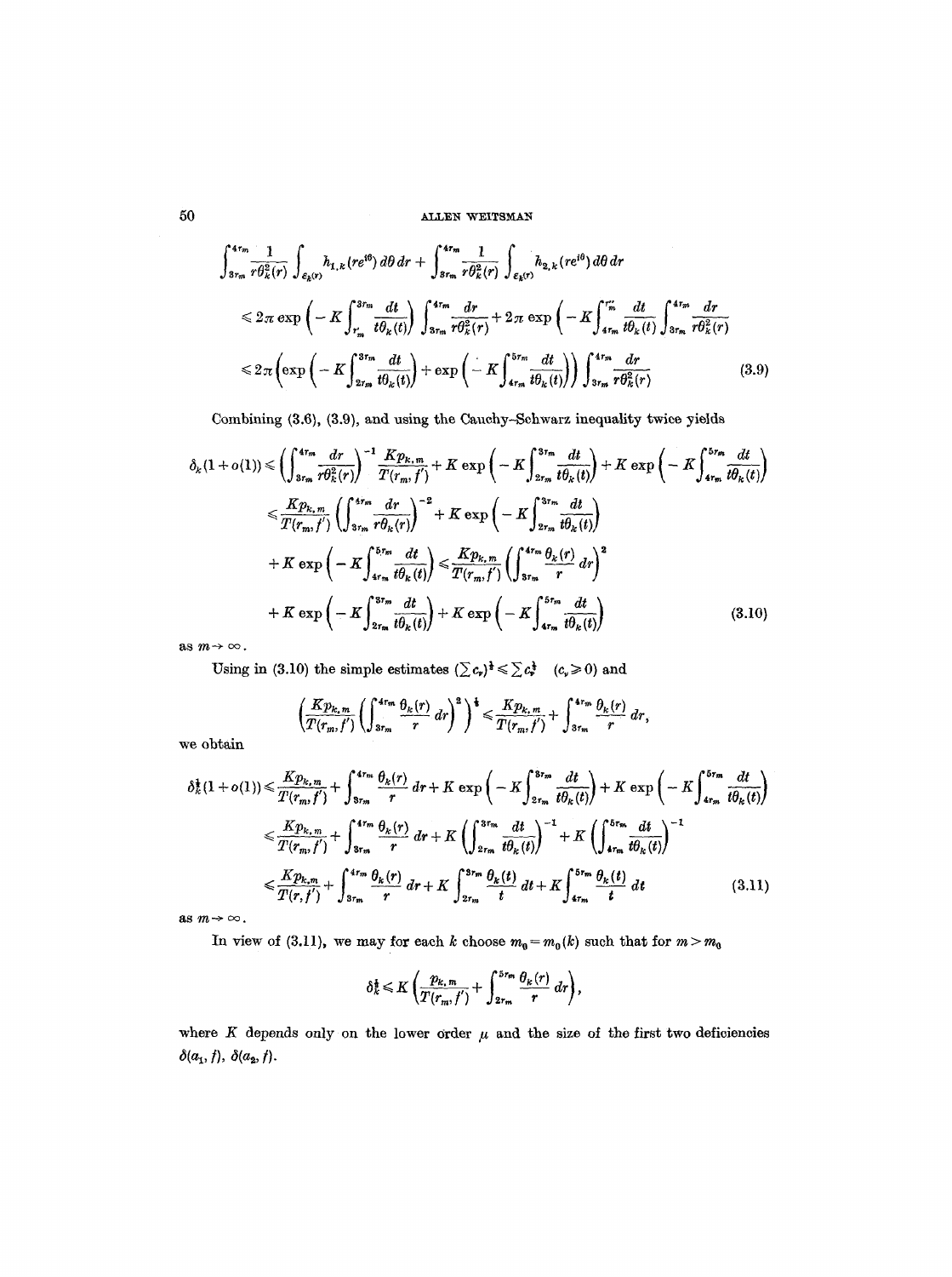$$\int_{3r_m}^{4r_m} \frac{1}{r\theta_k^2(r)} \int_{\mathcal{E}_k(r)} h_{1,k}(re^{i\theta})\, d\theta\, dr + \int_{3r_m}^{4r_m} \frac{1}{r\theta_k^2(r)} \int_{\mathcal{E}_k(r)} h_{2,k}(re^{i\theta})\, d\theta\, dr$$

$$\leqslant 2\pi \exp\left(-K\int_{r_m'}^{3r_m} \frac{dt}{t\theta_k(t)}\right) \int_{3r_m}^{4r_m} \frac{dr}{r\theta_k^2(r)} + 2\pi \exp\left(-K\int_{4r_m}^{r_m''} \frac{dt}{t\theta_k(t)}\right) \int_{3r_m}^{4r_m} \frac{dr}{r\theta_k^2(r)}$$

$$\leqslant 2\pi \left(\exp\left(-K\int_{2r_m}^{3r_m} \frac{dt}{t\theta_k(t)}\right) + \exp\left(-K\int_{4r_m}^{5r_m} \frac{dt}{t\theta_k(t)}\right)\right) \int_{3r_m}^{4r_m} \frac{dr}{r\theta_k^2(r)} \tag{3.9}$$

Combining (3.6), (3.9), and using the Cauchy–Schwarz inequality twice yields

$$\delta_k(1+o(1)) \leqslant \left(\int_{3r_m}^{4r_m} \frac{dr}{r\theta_k^2(r)}\right)^{-1} \frac{Kp_{k,m}}{T(r_m, f')} + K\exp\left(-K\int_{2r_m}^{3r_m} \frac{dt}{t\theta_k(t)}\right) + K\exp\left(-K\int_{4r_m}^{5r_m} \frac{dt}{t\theta_k(t)}\right)$$

$$\leqslant \frac{Kp_{k,m}}{T(r_m, f')} \left(\int_{3r_m}^{4r_m} \frac{dr}{r\theta_k(r)}\right)^{-2} + K\exp\left(-K\int_{2r_m}^{3r_m} \frac{dt}{t\theta_k(t)}\right)$$

$$+ K\exp\left(-K\int_{4r_m}^{5r_m} \frac{dt}{t\theta_k(t)}\right) \leqslant \frac{Kp_{k,m}}{T(r_m, f')} \left(\int_{3r_m}^{4r_m} \frac{\theta_k(r)}{r}\, dr\right)^2$$

$$+ K\exp\left(-K\int_{2r_m}^{3r_m} \frac{dt}{t\theta_k(t)}\right) + K\exp\left(-K\int_{4r_m}^{5r_m} \frac{dt}{t\theta_k(t)}\right) \tag{3.10}$$

as $m \to \infty$.

Using in (3.10) the simple estimates $(\sum c_\nu)^{\frac{1}{2}} \leqslant \sum c_\nu^{\frac{1}{2}} \quad (c_\nu \geqslant 0)$ and

$$\left(\frac{Kp_{k,m}}{T(r_m, f')} \left(\int_{3r_m}^{4r_m} \frac{\theta_k(r)}{r}\, dr\right)^2\right)^{\frac{1}{2}} \leqslant \frac{Kp_{k,m}}{T(r_m, f')} + \int_{3r_m}^{4r_m} \frac{\theta_k(r)}{r}\, dr,$$

we obtain

$$\delta_k^{\frac{1}{2}}(1+o(1)) \leqslant \frac{Kp_{k,m}}{T(r_m, f')} + \int_{3r_m}^{4r_m} \frac{\theta_k(r)}{r}\, dr + K\exp\left(-K\int_{2r_m}^{3r_m} \frac{dt}{t\theta_k(t)}\right) + K\exp\left(-K\int_{4r_m}^{5r_m} \frac{dt}{t\theta_k(t)}\right)$$

$$\leqslant \frac{Kp_{k,m}}{T(r_m, f')} + \int_{3r_m}^{4r_m} \frac{\theta_k(r)}{r}\, dr + K\left(\int_{2r_m}^{3r_m} \frac{dt}{t\theta_k(t)}\right)^{-1} + K\left(\int_{4r_m}^{5r_m} \frac{dt}{t\theta_k(t)}\right)^{-1}$$

$$\leqslant \frac{Kp_{k,m}}{T(r, f')} + \int_{3r_m}^{4r_m} \frac{\theta_k(r)}{r}\, dr + K\int_{2r_m}^{3r_m} \frac{\theta_k(t)}{t}\, dt + K\int_{4r_m}^{5r_m} \frac{\theta_k(t)}{t}\, dt \tag{3.11}$$

as $m \to \infty$.

In view of (3.11), we may for each $k$ choose $m_0 = m_0(k)$ such that for $m > m_0$

$$\delta_k^{\frac{1}{2}} \leqslant K\left(\frac{p_{k,m}}{T(r_m, f')} + \int_{2r_m}^{5r_m} \frac{\theta_k(r)}{r}\, dr\right),$$

where $K$ depends only on the lower order $\mu$ and the size of the first two deficiencies $\delta(a_1, f)$, $\delta(a_2, f)$.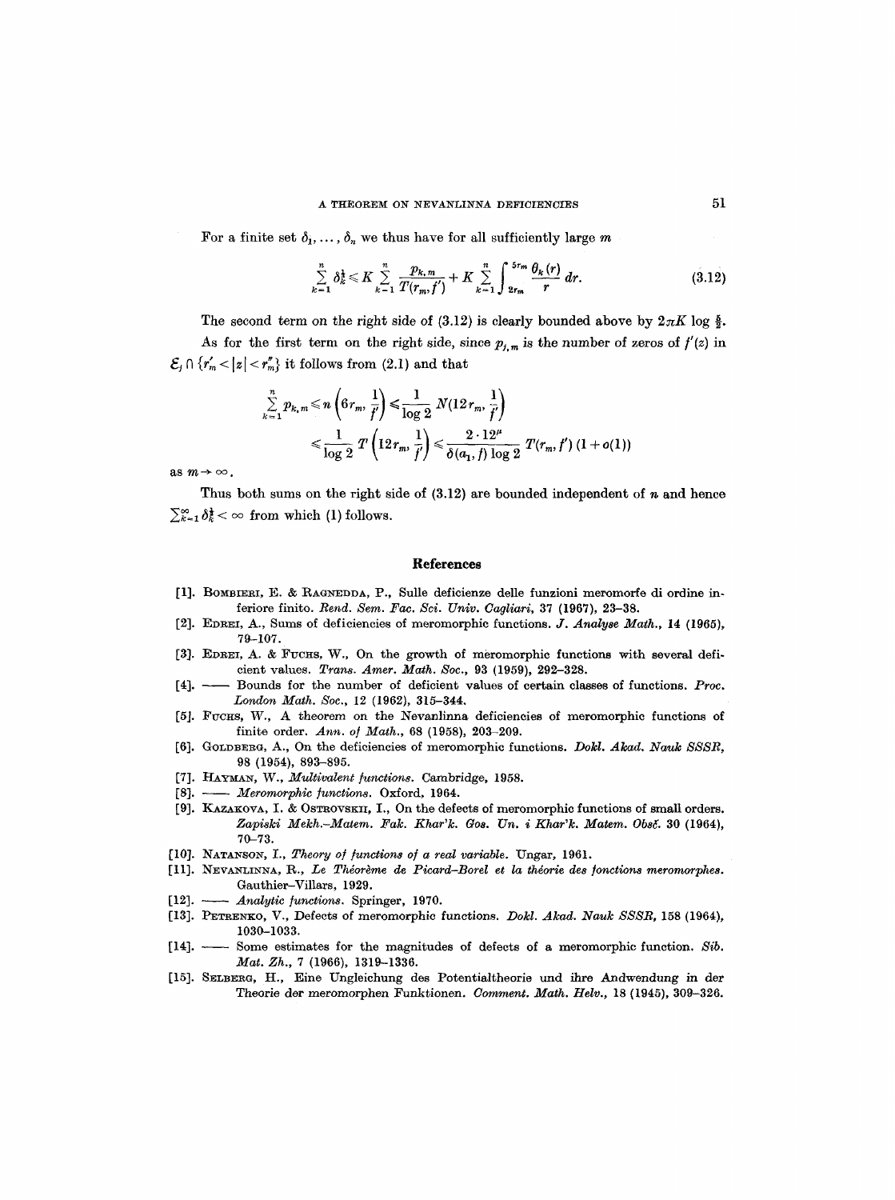For a finite set $\delta_1, \dots, \delta_n$ we thus have for all sufficiently large $m$

$$\sum_{k=1}^{n} \delta_k^{\frac{1}{2}} \leqslant K \sum_{k=1}^{n} \frac{p_{k,m}}{T(r_m, f')} + K \sum_{k=1}^{n} \int_{2r_m}^{5r_m} \frac{\theta_k(r)}{r} \, dr. \tag{3.12}$$

The second term on the right side of (3.12) is clearly bounded above by $2\pi K \log \frac{5}{2}$.

As for the first term on the right side, since $p_{j,m}$ is the number of zeros of $f'(z)$ in $\mathcal{E}_j \cap \{r'_m < |z| < r''_m\}$ it follows from (2.1) and that

$$\sum_{k=1}^{n} p_{k,m} \leqslant n\left(6r_m, \frac{1}{f'}\right) \leqslant \frac{1}{\log 2} N\left(12r_m, \frac{1}{f'}\right)$$

$$\leqslant \frac{1}{\log 2} T\left(12r_m, \frac{1}{f'}\right) \leqslant \frac{2 \cdot 12^{\mu}}{\delta(a_1, f) \log 2} T(r_m, f')(1 + o(1))$$

as $m \to \infty$.

Thus both sums on the right side of (3.12) are bounded independent of $n$ and hence $\sum_{k=1}^{\infty} \delta_k^{\frac{1}{2}} < \infty$ from which (1) follows.

## References

[1]. Bombieri, E. & Ragnedda, P., Sulle deficienze delle funzioni meromorfe di ordine inferiore finito. *Rend. Sem. Fac. Sci. Univ. Cagliari*, 37 (1967), 23–38.

[2]. Edrei, A., Sums of deficiencies of meromorphic functions. *J. Analyse Math.*, 14 (1965), 79–107.

[3]. Edrei, A. & Fuchs, W., On the growth of meromorphic functions with several deficient values. *Trans. Amer. Math. Soc.*, 93 (1959), 292–328.

[4]. —— Bounds for the number of deficient values of certain classes of functions. *Proc. London Math. Soc.*, 12 (1962), 315–344.

[5]. Fuchs, W., A theorem on the Nevanlinna deficiencies of meromorphic functions of finite order. *Ann. of Math.*, 68 (1958), 203–209.

[6]. Goldberg, A., On the deficiencies of meromorphic functions. *Dokl. Akad. Nauk SSSR*, 98 (1954), 893–895.

[7]. Hayman, W., *Multivalent functions*. Cambridge, 1958.

[8]. —— *Meromorphic functions*. Oxford, 1964.

[9]. Kazakova, I. & Ostrovskii, I., On the defects of meromorphic functions of small orders. *Zapiski Mekh.-Matem. Fak. Khar'k. Gos. Un. i Khar'k. Matem. Obšč.* 30 (1964), 70–73.

[10]. Natanson, I., *Theory of functions of a real variable*. Ungar, 1961.

[11]. Nevanlinna, R., *Le Théorème de Picard–Borel et la théorie des fonctions meromorphes*. Gauthier–Villars, 1929.

[12]. —— *Analytic functions*. Springer, 1970.

[13]. Petrenko, V., Defects of meromorphic functions. *Dokl. Akad. Nauk SSSR*, 158 (1964), 1030–1033.

[14]. —— Some estimates for the magnitudes of defects of a meromorphic function. *Sib. Mat. Zh.*, 7 (1966), 1319–1336.

[15]. Selberg, H., Eine Ungleichung der Potentialtheorie und ihre Andwendung in der Theorie der meromorphen Funktionen. *Comment. Math. Helv.*, 18 (1945), 309–326.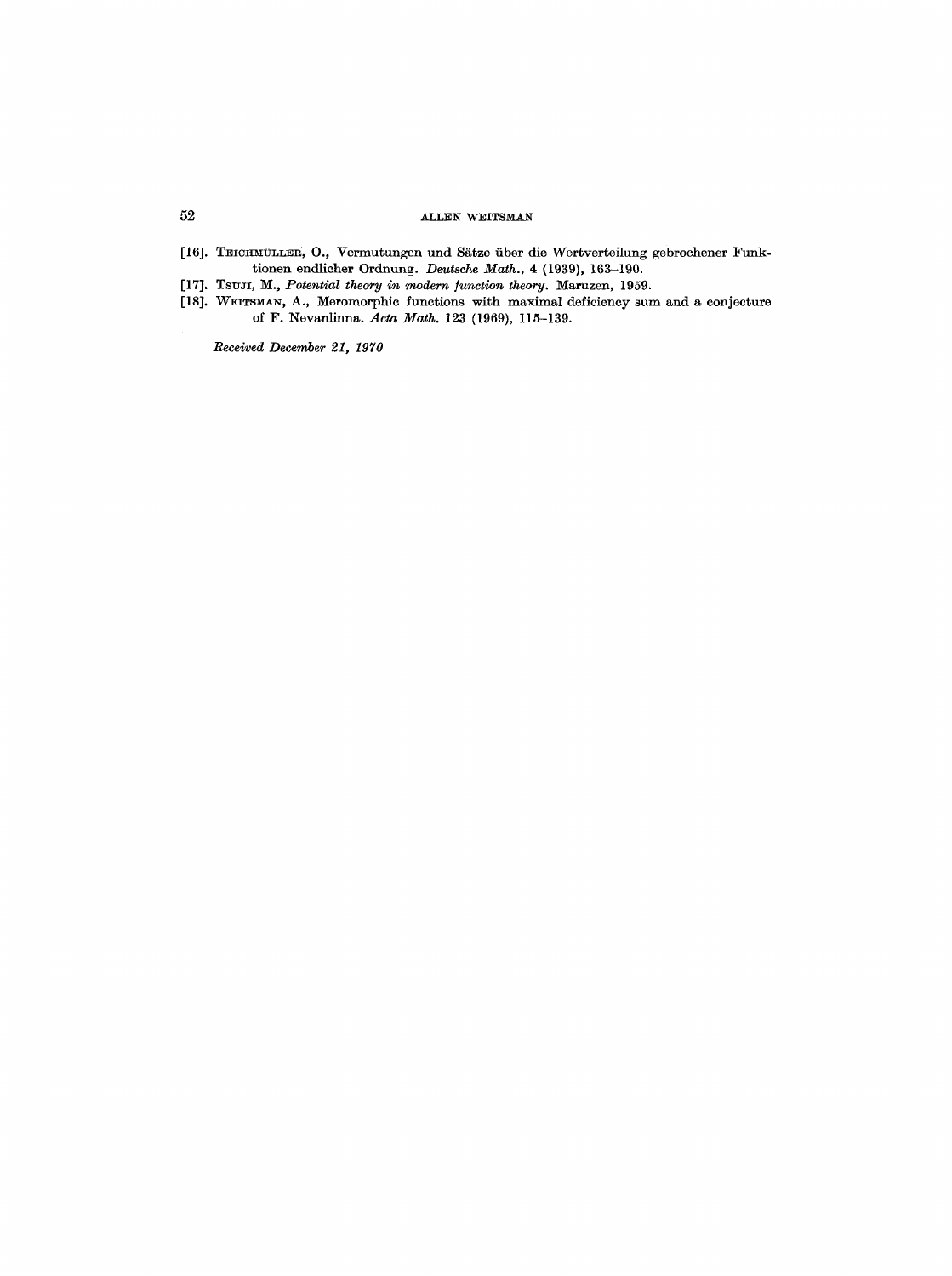[16]. Teichmüller, O., Vermutungen und Sätze über die Wertverteilung gebrochener Funktionen endlicher Ordnung. *Deutsche Math.*, 4 (1939), 163–190.

[17]. Tsuji, M., *Potential theory in modern function theory*. Maruzen, 1959.

[18]. Weitsman, A., Meromorphic functions with maximal deficiency sum and a conjecture of F. Nevanlinna. *Acta Math.* 123 (1969), 115–139.

*Received December 21, 1970*